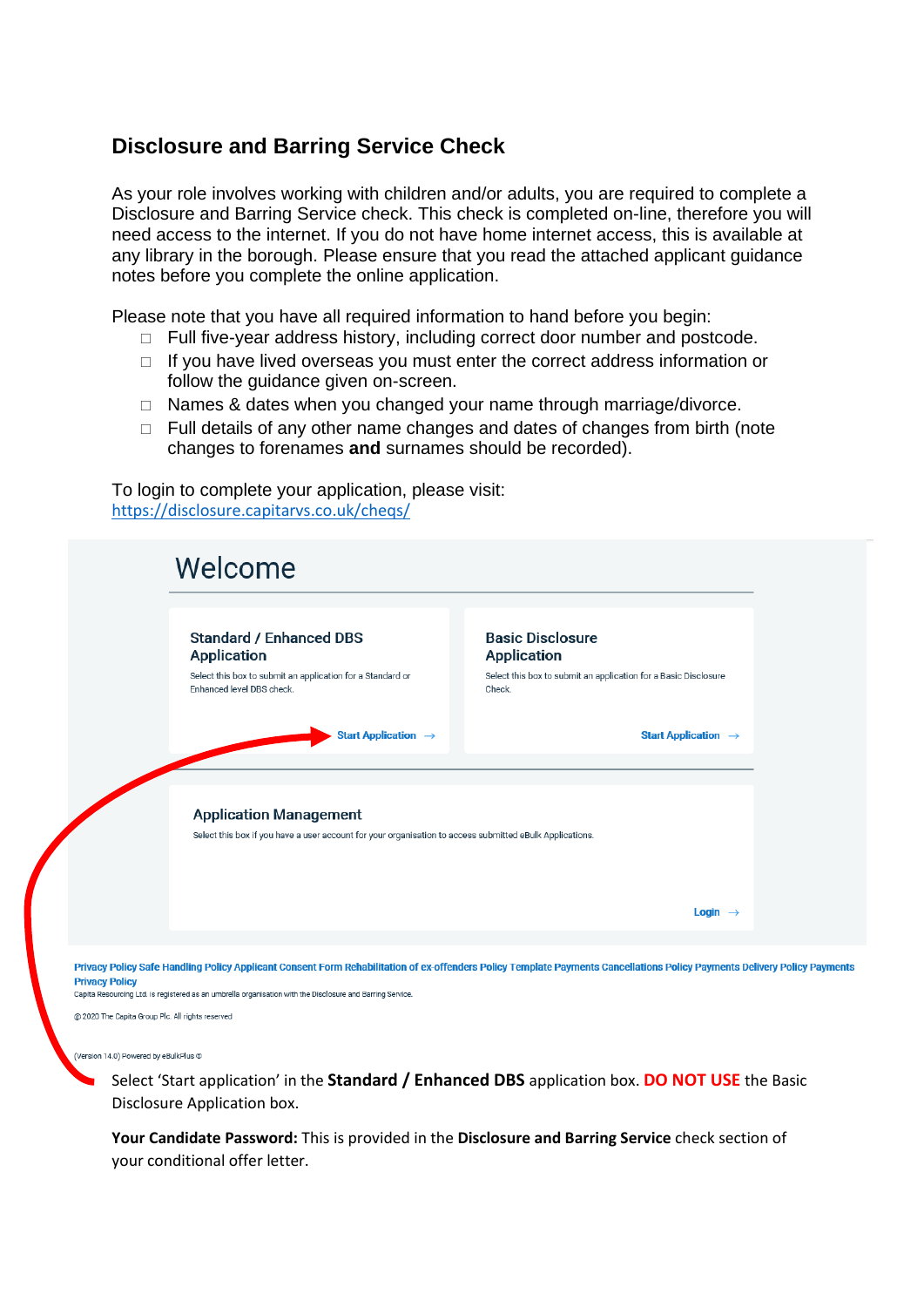## Disclosure and Barring Service Check

As your role involves working with children and/or adults, you are required to complete a Disclosure and Barring Service check. This check is completed on-line, therefore you will need access to the internet. If you do not have home internet access, this is available at any library in the borough. Please ensure that you read the attached applicant guidance notes before you complete the online application.

Please note that you have all required information to hand before you begin:

- ☐ Full five-year address history, including correct door number and postcode.
- ☐ If you have lived overseas you must enter the correct address information or follow the guidance given on-screen.
- ☐ Names & dates when you changed your name through marriage/divorce.
- ☐ Full details of any other name changes and dates of changes from birth (note changes to forenames **and** surnames should be recorded).

To login to complete your application, please visit:
https://disclosure.capitarvs.co.uk/cheqs/

Welcome

**Standard / Enhanced DBS Application**
Select this box to submit an application for a Standard or Enhanced level DBS check.
Start Application →

**Basic Disclosure Application**
Select this box to submit an application for a Basic Disclosure Check.
Start Application →

**Application Management**
Select this box if you have a user account for your organisation to access submitted eBulk Applications.
Login →

Privacy Policy Safe Handling Policy Applicant Consent Form Rehabilitation of ex-offenders Policy Template Payments Cancellations Policy Payments Delivery Policy Payments Privacy Policy
Capita Resourcing Ltd. is registered as an umbrella organisation with the Disclosure and Barring Service.

© 2020 The Capita Group Plc. All rights reserved

(Version 14.0) Powered by eBulkPlus ©

Select 'Start application' in the **Standard / Enhanced DBS** application box. **DO NOT USE** the Basic Disclosure Application box.

**Your Candidate Password:** This is provided in the **Disclosure and Barring Service** check section of your conditional offer letter.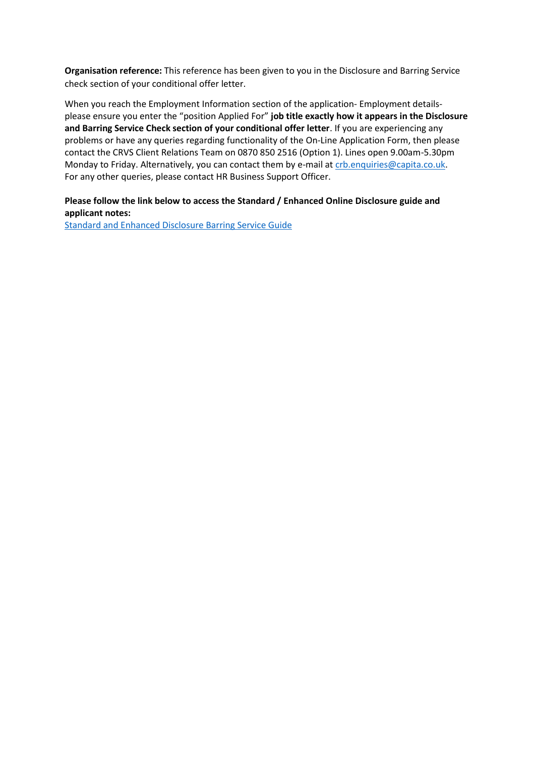**Organisation reference:** This reference has been given to you in the Disclosure and Barring Service check section of your conditional offer letter.

When you reach the Employment Information section of the application- Employment details- please ensure you enter the "position Applied For" **job title exactly how it appears in the Disclosure and Barring Service Check section of your conditional offer letter**. If you are experiencing any problems or have any queries regarding functionality of the On-Line Application Form, then please contact the CRVS Client Relations Team on 0870 850 2516 (Option 1). Lines open 9.00am-5.30pm Monday to Friday. Alternatively, you can contact them by e-mail at crb.enquiries@capita.co.uk. For any other queries, please contact HR Business Support Officer.

**Please follow the link below to access the Standard / Enhanced Online Disclosure guide and applicant notes:**

Standard and Enhanced Disclosure Barring Service Guide